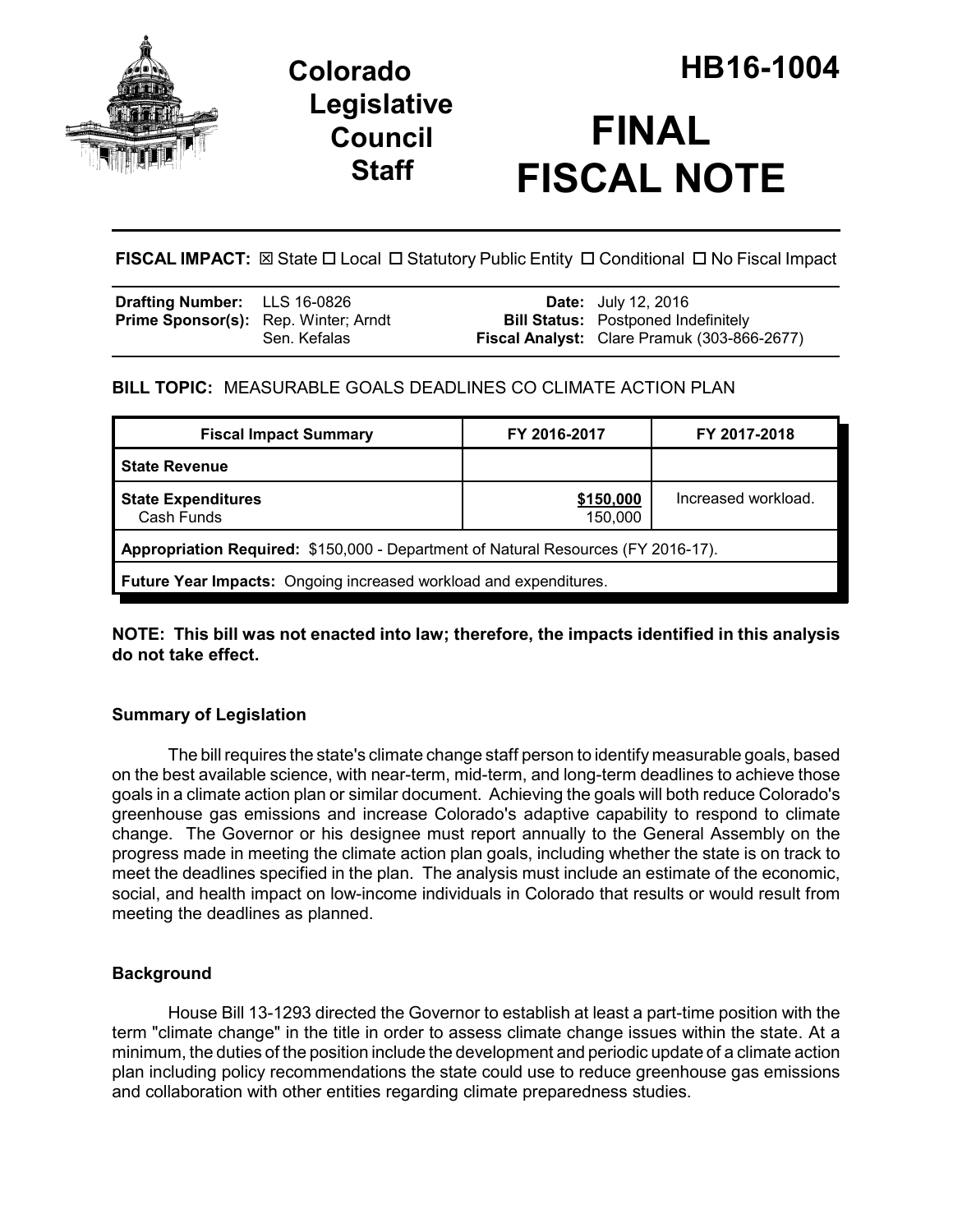# Colorado Legislative Council Staff

# HB16-1004

# FINAL FISCAL NOTE

**FISCAL IMPACT:** ☒ State ☐ Local ☐ Statutory Public Entity ☐ Conditional ☐ No Fiscal Impact

| | | | |
|---|---|---|---|
| **Drafting Number:** | LLS 16-0826 | **Date:** | July 12, 2016 |
| **Prime Sponsor(s):** | Rep. Winter; Arndt<br>Sen. Kefalas | **Bill Status:** | Postponed Indefinitely |
| | | **Fiscal Analyst:** | Clare Pramuk (303-866-2677) |

**BILL TOPIC:** MEASURABLE GOALS DEADLINES CO CLIMATE ACTION PLAN

| Fiscal Impact Summary | FY 2016-2017 | FY 2017-2018 |
|---|---|---|
| **State Revenue** | | |
| **State Expenditures**<br>Cash Funds | <u>**$150,000**</u><br>150,000 | Increased workload. |
| **Appropriation Required:** $150,000 - Department of Natural Resources (FY 2016-17). | | |
| **Future Year Impacts:** Ongoing increased workload and expenditures. | | |

**NOTE: This bill was not enacted into law; therefore, the impacts identified in this analysis do not take effect.**

## Summary of Legislation

The bill requires the state's climate change staff person to identify measurable goals, based on the best available science, with near-term, mid-term, and long-term deadlines to achieve those goals in a climate action plan or similar document. Achieving the goals will both reduce Colorado's greenhouse gas emissions and increase Colorado's adaptive capability to respond to climate change. The Governor or his designee must report annually to the General Assembly on the progress made in meeting the climate action plan goals, including whether the state is on track to meet the deadlines specified in the plan. The analysis must include an estimate of the economic, social, and health impact on low-income individuals in Colorado that results or would result from meeting the deadlines as planned.

## Background

House Bill 13-1293 directed the Governor to establish at least a part-time position with the term "climate change" in the title in order to assess climate change issues within the state. At a minimum, the duties of the position include the development and periodic update of a climate action plan including policy recommendations the state could use to reduce greenhouse gas emissions and collaboration with other entities regarding climate preparedness studies.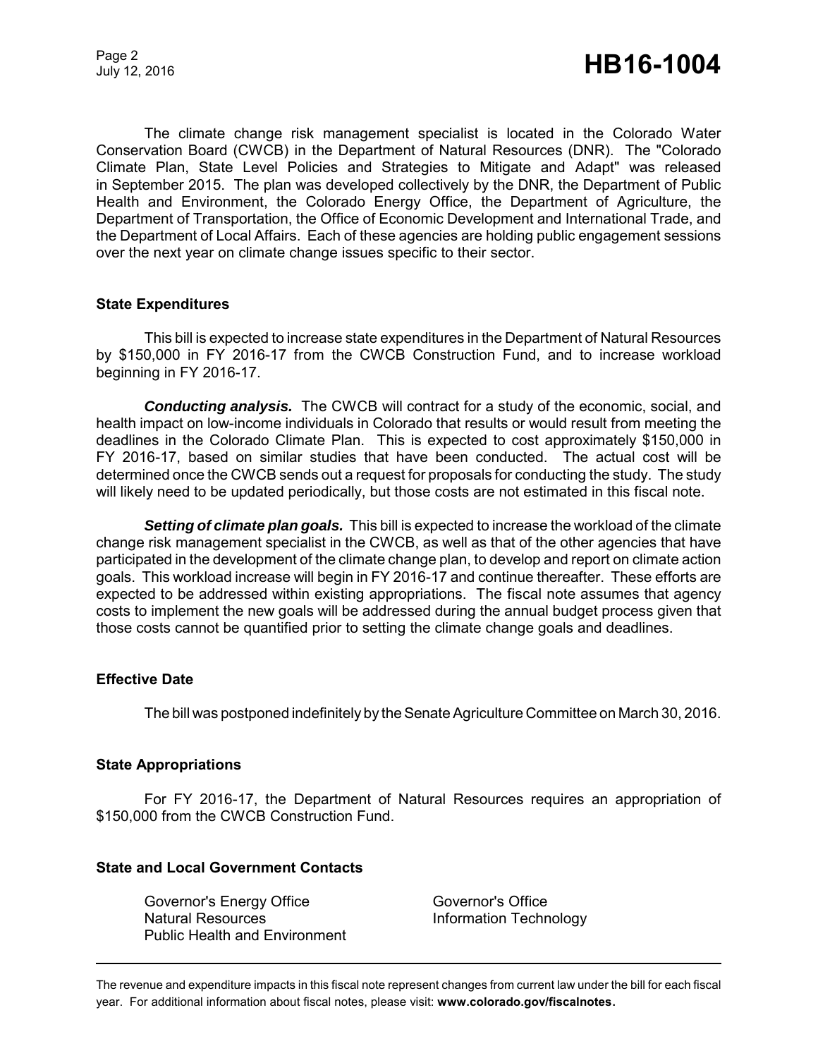The climate change risk management specialist is located in the Colorado Water Conservation Board (CWCB) in the Department of Natural Resources (DNR). The "Colorado Climate Plan, State Level Policies and Strategies to Mitigate and Adapt" was released in September 2015. The plan was developed collectively by the DNR, the Department of Public Health and Environment, the Colorado Energy Office, the Department of Agriculture, the Department of Transportation, the Office of Economic Development and International Trade, and the Department of Local Affairs. Each of these agencies are holding public engagement sessions over the next year on climate change issues specific to their sector.

## State Expenditures

This bill is expected to increase state expenditures in the Department of Natural Resources by $150,000 in FY 2016-17 from the CWCB Construction Fund, and to increase workload beginning in FY 2016-17.

***Conducting analysis.*** The CWCB will contract for a study of the economic, social, and health impact on low-income individuals in Colorado that results or would result from meeting the deadlines in the Colorado Climate Plan. This is expected to cost approximately $150,000 in FY 2016-17, based on similar studies that have been conducted. The actual cost will be determined once the CWCB sends out a request for proposals for conducting the study. The study will likely need to be updated periodically, but those costs are not estimated in this fiscal note.

***Setting of climate plan goals.*** This bill is expected to increase the workload of the climate change risk management specialist in the CWCB, as well as that of the other agencies that have participated in the development of the climate change plan, to develop and report on climate action goals. This workload increase will begin in FY 2016-17 and continue thereafter. These efforts are expected to be addressed within existing appropriations. The fiscal note assumes that agency costs to implement the new goals will be addressed during the annual budget process given that those costs cannot be quantified prior to setting the climate change goals and deadlines.

## Effective Date

The bill was postponed indefinitely by the Senate Agriculture Committee on March 30, 2016.

## State Appropriations

For FY 2016-17, the Department of Natural Resources requires an appropriation of $150,000 from the CWCB Construction Fund.

## State and Local Government Contacts

Governor's Energy Office
Natural Resources
Public Health and Environment
Governor's Office
Information Technology

The revenue and expenditure impacts in this fiscal note represent changes from current law under the bill for each fiscal year. For additional information about fiscal notes, please visit: **www.colorado.gov/fiscalnotes.**